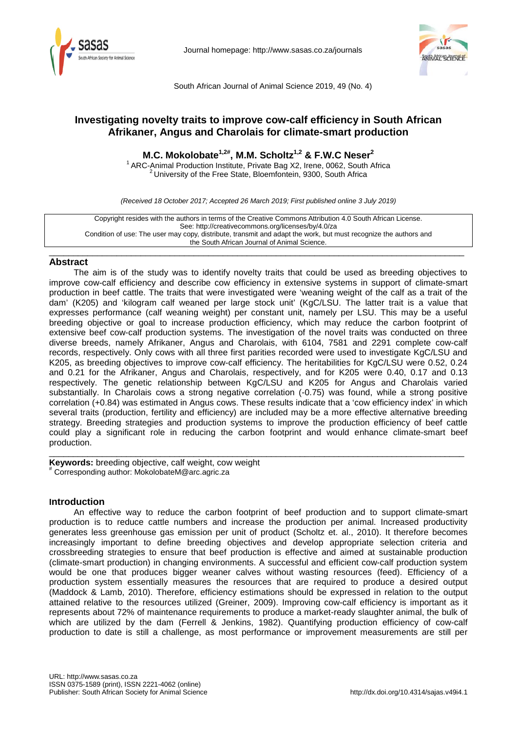# Investigating novelty traits to improve cow-calf efficiency in South African Afrikaner, Angus and Charolais for climate-smart production

**M.C. Mokolobate[1,2#], M.M. Scholtz[1,2] & F.W.C Neser[2]**

[1] ARC-Animal Production Institute, Private Bag X2, Irene, 0062, South Africa
[2] University of the Free State, Bloemfontein, 9300, South Africa

*(Received 18 October 2017; Accepted 26 March 2019; First published online 3 July 2019)*

Copyright resides with the authors in terms of the Creative Commons Attribution 4.0 South African License.
See: http://creativecommons.org/licenses/by/4.0/za
Condition of use: The user may copy, distribute, transmit and adapt the work, but must recognize the authors and the South African Journal of Animal Science.

## Abstract

The aim is of the study was to identify novelty traits that could be used as breeding objectives to improve cow-calf efficiency and describe cow efficiency in extensive systems in support of climate-smart production in beef cattle. The traits that were investigated were 'weaning weight of the calf as a trait of the dam' (K205) and 'kilogram calf weaned per large stock unit' (KgC/LSU. The latter trait is a value that expresses performance (calf weaning weight) per constant unit, namely per LSU. This may be a useful breeding objective or goal to increase production efficiency, which may reduce the carbon footprint of extensive beef cow-calf production systems. The investigation of the novel traits was conducted on three diverse breeds, namely Afrikaner, Angus and Charolais, with 6104, 7581 and 2291 complete cow-calf records, respectively. Only cows with all three first parities recorded were used to investigate KgC/LSU and K205, as breeding objectives to improve cow-calf efficiency. The heritabilities for KgC/LSU were 0.52, 0.24 and 0.21 for the Afrikaner, Angus and Charolais, respectively, and for K205 were 0.40, 0.17 and 0.13 respectively. The genetic relationship between KgC/LSU and K205 for Angus and Charolais varied substantially. In Charolais cows a strong negative correlation (-0.75) was found, while a strong positive correlation (+0.84) was estimated in Angus cows. These results indicate that a 'cow efficiency index' in which several traits (production, fertility and efficiency) are included may be a more effective alternative breeding strategy. Breeding strategies and production systems to improve the production efficiency of beef cattle could play a significant role in reducing the carbon footprint and would enhance climate-smart beef production.

**Keywords:** breeding objective, calf weight, cow weight

[#] Corresponding author: MokolobateM@arc.agric.za

## Introduction

An effective way to reduce the carbon footprint of beef production and to support climate-smart production is to reduce cattle numbers and increase the production per animal. Increased productivity generates less greenhouse gas emission per unit of product (Scholtz et. al., 2010). It therefore becomes increasingly important to define breeding objectives and develop appropriate selection criteria and crossbreeding strategies to ensure that beef production is effective and aimed at sustainable production (climate-smart production) in changing environments. A successful and efficient cow-calf production system would be one that produces bigger weaner calves without wasting resources (feed). Efficiency of a production system essentially measures the resources that are required to produce a desired output (Maddock & Lamb, 2010). Therefore, efficiency estimations should be expressed in relation to the output attained relative to the resources utilized (Greiner, 2009). Improving cow-calf efficiency is important as it represents about 72% of maintenance requirements to produce a market-ready slaughter animal, the bulk of which are utilized by the dam (Ferrell & Jenkins, 1982). Quantifying production efficiency of cow-calf production to date is still a challenge, as most performance or improvement measurements are still per

URL: http://www.sasas.co.za
ISSN 0375-1589 (print), ISSN 2221-4062 (online)
Publisher: South African Society for Animal Science

http://dx.doi.org/10.4314/sajas.v49i4.1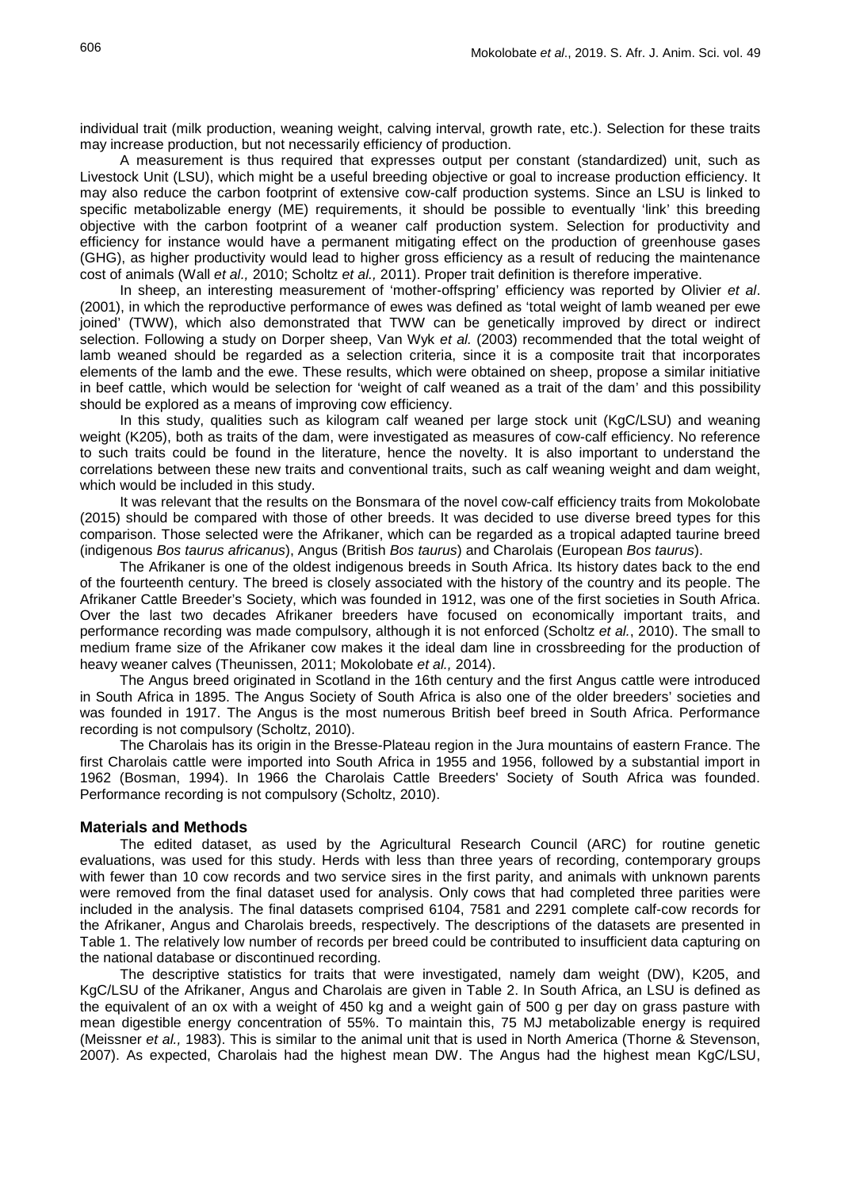individual trait (milk production, weaning weight, calving interval, growth rate, etc.). Selection for these traits may increase production, but not necessarily efficiency of production.

A measurement is thus required that expresses output per constant (standardized) unit, such as Livestock Unit (LSU), which might be a useful breeding objective or goal to increase production efficiency. It may also reduce the carbon footprint of extensive cow-calf production systems. Since an LSU is linked to specific metabolizable energy (ME) requirements, it should be possible to eventually 'link' this breeding objective with the carbon footprint of a weaner calf production system. Selection for productivity and efficiency for instance would have a permanent mitigating effect on the production of greenhouse gases (GHG), as higher productivity would lead to higher gross efficiency as a result of reducing the maintenance cost of animals (Wall *et al.,* 2010; Scholtz *et al.,* 2011). Proper trait definition is therefore imperative.

In sheep, an interesting measurement of 'mother-offspring' efficiency was reported by Olivier *et al*. (2001), in which the reproductive performance of ewes was defined as 'total weight of lamb weaned per ewe joined' (TWW), which also demonstrated that TWW can be genetically improved by direct or indirect selection. Following a study on Dorper sheep, Van Wyk *et al.* (2003) recommended that the total weight of lamb weaned should be regarded as a selection criteria, since it is a composite trait that incorporates elements of the lamb and the ewe. These results, which were obtained on sheep, propose a similar initiative in beef cattle, which would be selection for 'weight of calf weaned as a trait of the dam' and this possibility should be explored as a means of improving cow efficiency.

In this study, qualities such as kilogram calf weaned per large stock unit (KgC/LSU) and weaning weight (K205), both as traits of the dam, were investigated as measures of cow-calf efficiency. No reference to such traits could be found in the literature, hence the novelty. It is also important to understand the correlations between these new traits and conventional traits, such as calf weaning weight and dam weight, which would be included in this study.

It was relevant that the results on the Bonsmara of the novel cow-calf efficiency traits from Mokolobate (2015) should be compared with those of other breeds. It was decided to use diverse breed types for this comparison. Those selected were the Afrikaner, which can be regarded as a tropical adapted taurine breed (indigenous *Bos taurus africanus*), Angus (British *Bos taurus*) and Charolais (European *Bos taurus*).

The Afrikaner is one of the oldest indigenous breeds in South Africa. Its history dates back to the end of the fourteenth century. The breed is closely associated with the history of the country and its people. The Afrikaner Cattle Breeder's Society, which was founded in 1912, was one of the first societies in South Africa. Over the last two decades Afrikaner breeders have focused on economically important traits, and performance recording was made compulsory, although it is not enforced (Scholtz *et al.*, 2010). The small to medium frame size of the Afrikaner cow makes it the ideal dam line in crossbreeding for the production of heavy weaner calves (Theunissen, 2011; Mokolobate *et al.,* 2014).

The Angus breed originated in Scotland in the 16th century and the first Angus cattle were introduced in South Africa in 1895. The Angus Society of South Africa is also one of the older breeders' societies and was founded in 1917. The Angus is the most numerous British beef breed in South Africa. Performance recording is not compulsory (Scholtz, 2010).

The Charolais has its origin in the Bresse-Plateau region in the Jura mountains of eastern France. The first Charolais cattle were imported into South Africa in 1955 and 1956, followed by a substantial import in 1962 (Bosman, 1994). In 1966 the Charolais Cattle Breeders' Society of South Africa was founded. Performance recording is not compulsory (Scholtz, 2010).

## Materials and Methods

The edited dataset, as used by the Agricultural Research Council (ARC) for routine genetic evaluations, was used for this study. Herds with less than three years of recording, contemporary groups with fewer than 10 cow records and two service sires in the first parity, and animals with unknown parents were removed from the final dataset used for analysis. Only cows that had completed three parities were included in the analysis. The final datasets comprised 6104, 7581 and 2291 complete calf-cow records for the Afrikaner, Angus and Charolais breeds, respectively. The descriptions of the datasets are presented in Table 1. The relatively low number of records per breed could be contributed to insufficient data capturing on the national database or discontinued recording.

The descriptive statistics for traits that were investigated, namely dam weight (DW), K205, and KgC/LSU of the Afrikaner, Angus and Charolais are given in Table 2. In South Africa, an LSU is defined as the equivalent of an ox with a weight of 450 kg and a weight gain of 500 g per day on grass pasture with mean digestible energy concentration of 55%. To maintain this, 75 MJ metabolizable energy is required (Meissner *et al.,* 1983). This is similar to the animal unit that is used in North America (Thorne & Stevenson, 2007). As expected, Charolais had the highest mean DW. The Angus had the highest mean KgC/LSU,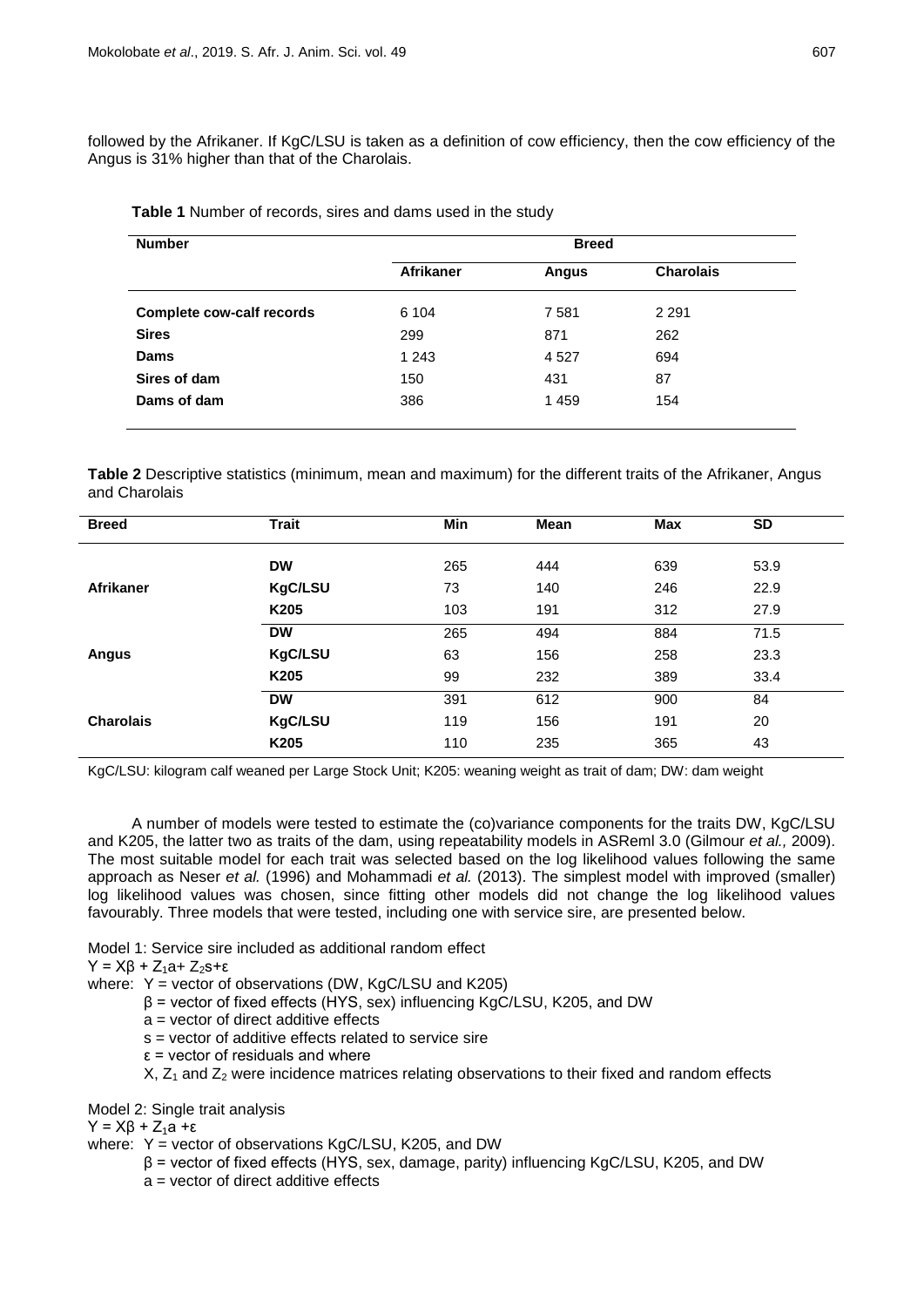followed by the Afrikaner. If KgC/LSU is taken as a definition of cow efficiency, then the cow efficiency of the Angus is 31% higher than that of the Charolais.

**Table 1** Number of records, sires and dams used in the study

| Number | Breed | | |
|---|---|---|---|
| | **Afrikaner** | **Angus** | **Charolais** |
| **Complete cow-calf records** | 6 104 | 7 581 | 2 291 |
| **Sires** | 299 | 871 | 262 |
| **Dams** | 1 243 | 4 527 | 694 |
| **Sires of dam** | 150 | 431 | 87 |
| **Dams of dam** | 386 | 1 459 | 154 |

**Table 2** Descriptive statistics (minimum, mean and maximum) for the different traits of the Afrikaner, Angus and Charolais

| Breed | Trait | Min | Mean | Max | SD |
|---|---|---|---|---|---|
| **Afrikaner** | **DW** | 265 | 444 | 639 | 53.9 |
| | **KgC/LSU** | 73 | 140 | 246 | 22.9 |
| | **K205** | 103 | 191 | 312 | 27.9 |
| **Angus** | **DW** | 265 | 494 | 884 | 71.5 |
| | **KgC/LSU** | 63 | 156 | 258 | 23.3 |
| | **K205** | 99 | 232 | 389 | 33.4 |
| **Charolais** | **DW** | 391 | 612 | 900 | 84 |
| | **KgC/LSU** | 119 | 156 | 191 | 20 |
| | **K205** | 110 | 235 | 365 | 43 |

KgC/LSU: kilogram calf weaned per Large Stock Unit; K205: weaning weight as trait of dam; DW: dam weight

A number of models were tested to estimate the (co)variance components for the traits DW, KgC/LSU and K205, the latter two as traits of the dam, using repeatability models in ASReml 3.0 (Gilmour *et al.,* 2009). The most suitable model for each trait was selected based on the log likelihood values following the same approach as Neser *et al.* (1996) and Mohammadi *et al.* (2013). The simplest model with improved (smaller) log likelihood values was chosen, since fitting other models did not change the log likelihood values favourably. Three models that were tested, including one with service sire, are presented below.

Model 1: Service sire included as additional random effect

$Y = X\beta + Z_1a + Z_2s + \varepsilon$

where: Y = vector of observations (DW, KgC/LSU and K205)

$\beta$ = vector of fixed effects (HYS, sex) influencing KgC/LSU, K205, and DW

a = vector of direct additive effects

s = vector of additive effects related to service sire

$\varepsilon$ = vector of residuals and where

X, $Z_1$ and $Z_2$ were incidence matrices relating observations to their fixed and random effects

Model 2: Single trait analysis

$Y = X\beta + Z_1a + \varepsilon$

where: Y = vector of observations KgC/LSU, K205, and DW

$\beta$ = vector of fixed effects (HYS, sex, damage, parity) influencing KgC/LSU, K205, and DW

a = vector of direct additive effects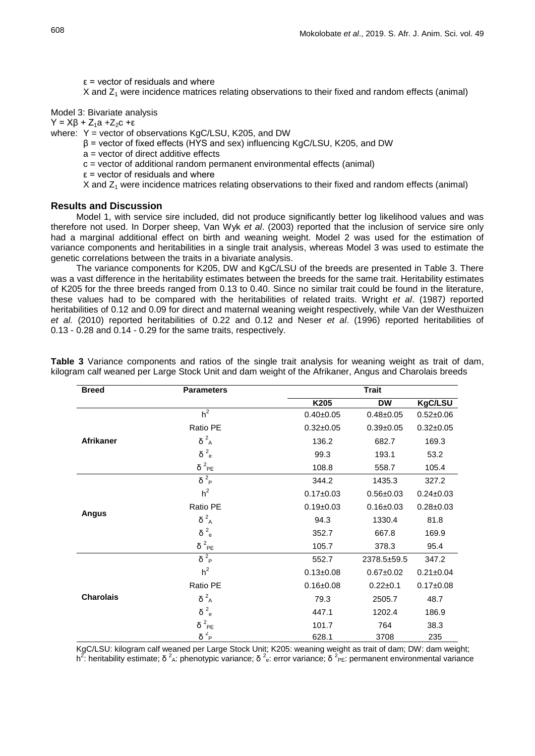ε = vector of residuals and where

X and $Z_1$ were incidence matrices relating observations to their fixed and random effects (animal)

Model 3: Bivariate analysis

$Y = X\beta + Z_1a + Z_2c + \varepsilon$

where: Y = vector of observations KgC/LSU, K205, and DW

β = vector of fixed effects (HYS and sex) influencing KgC/LSU, K205, and DW

a = vector of direct additive effects

c = vector of additional random permanent environmental effects (animal)

ε = vector of residuals and where

X and $Z_1$ were incidence matrices relating observations to their fixed and random effects (animal)

## Results and Discussion

Model 1, with service sire included, did not produce significantly better log likelihood values and was therefore not used. In Dorper sheep, Van Wyk *et al*. (2003) reported that the inclusion of service sire only had a marginal additional effect on birth and weaning weight. Model 2 was used for the estimation of variance components and heritabilities in a single trait analysis, whereas Model 3 was used to estimate the genetic correlations between the traits in a bivariate analysis.

The variance components for K205, DW and KgC/LSU of the breeds are presented in Table 3. There was a vast difference in the heritability estimates between the breeds for the same trait. Heritability estimates of K205 for the three breeds ranged from 0.13 to 0.40. Since no similar trait could be found in the literature, these values had to be compared with the heritabilities of related traits. Wright *et al*. (1987) reported heritabilities of 0.12 and 0.09 for direct and maternal weaning weight respectively, while Van der Westhuizen *et al.* (2010) reported heritabilities of 0.22 and 0.12 and Neser *et al*. (1996) reported heritabilities of 0.13 - 0.28 and 0.14 - 0.29 for the same traits, respectively.

**Table 3** Variance components and ratios of the single trait analysis for weaning weight as trait of dam, kilogram calf weaned per Large Stock Unit and dam weight of the Afrikaner, Angus and Charolais breeds

| Breed | Parameters | Trait | | |
|---|---|---|---|---|
| | | K205 | DW | KgC/LSU |
| Afrikaner | $h^2$ | 0.40±0.05 | 0.48±0.05 | 0.52±0.06 |
| | Ratio PE | 0.32±0.05 | 0.39±0.05 | 0.32±0.05 |
| | $\delta^2_A$ | 136.2 | 682.7 | 169.3 |
| | $\delta^2_e$ | 99.3 | 193.1 | 53.2 |
| | $\delta^2_{PE}$ | 108.8 | 558.7 | 105.4 |
| | $\delta^2_P$ | 344.2 | 1435.3 | 327.2 |
| Angus | $h^2$ | 0.17±0.03 | 0.56±0.03 | 0.24±0.03 |
| | Ratio PE | 0.19±0.03 | 0.16±0.03 | 0.28±0.03 |
| | $\delta^2_A$ | 94.3 | 1330.4 | 81.8 |
| | $\delta^2_e$ | 352.7 | 667.8 | 169.9 |
| | $\delta^2_{PE}$ | 105.7 | 378.3 | 95.4 |
| | $\delta^2_P$ | 552.7 | 2378.5±59.5 | 347.2 |
| Charolais | $h^2$ | 0.13±0.08 | 0.67±0.02 | 0.21±0.04 |
| | Ratio PE | 0.16±0.08 | 0.22±0.1 | 0.17±0.08 |
| | $\delta^2_A$ | 79.3 | 2505.7 | 48.7 |
| | $\delta^2_e$ | 447.1 | 1202.4 | 186.9 |
| | $\delta^2_{PE}$ | 101.7 | 764 | 38.3 |
| | $\delta^2_P$ | 628.1 | 3708 | 235 |

KgC/LSU: kilogram calf weaned per Large Stock Unit; K205: weaning weight as trait of dam; DW: dam weight; $h^2$: heritability estimate; $\delta^2_A$: phenotypic variance; $\delta^2_e$: error variance; $\delta^2_{PE}$: permanent environmental variance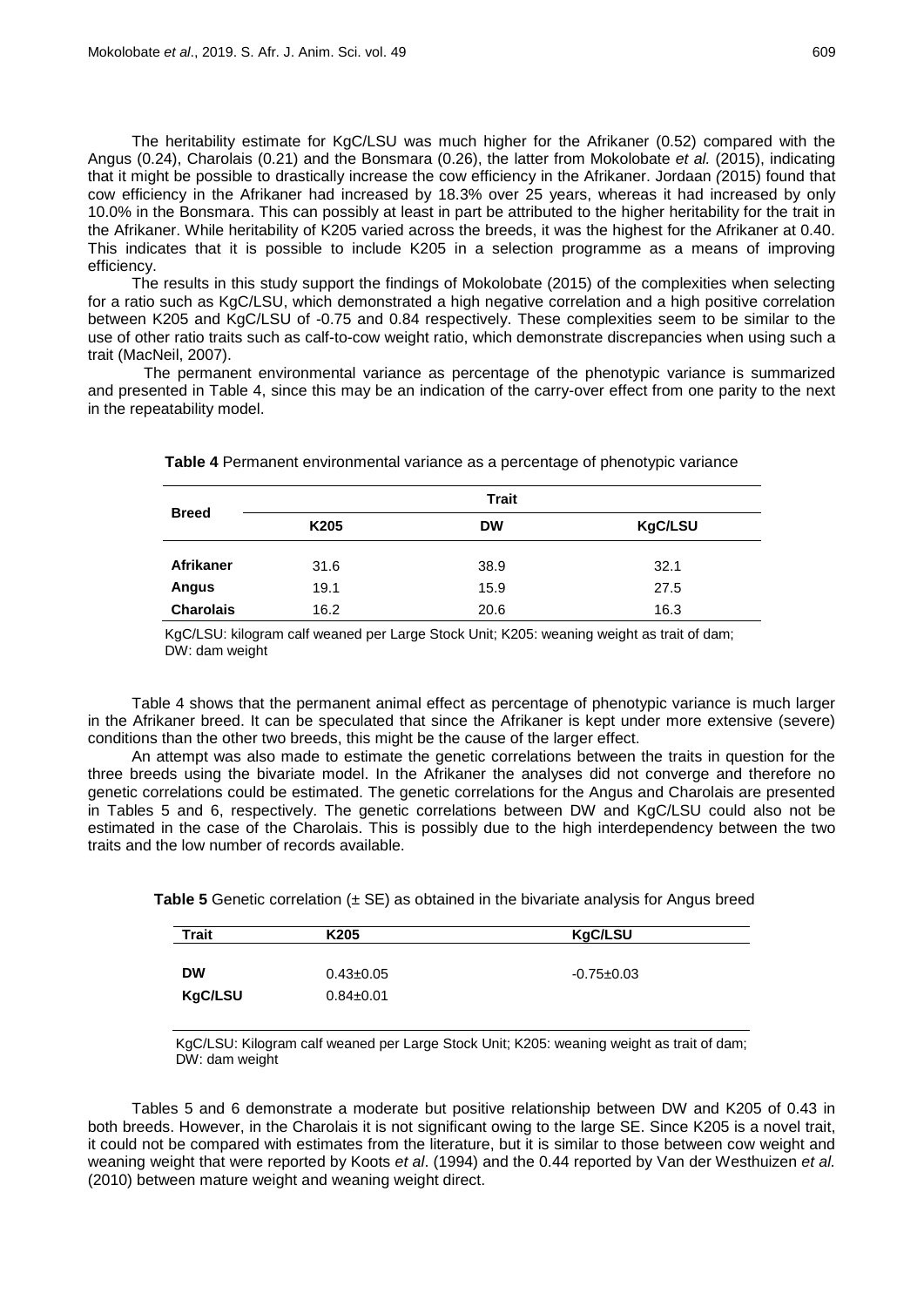The heritability estimate for KgC/LSU was much higher for the Afrikaner (0.52) compared with the Angus (0.24), Charolais (0.21) and the Bonsmara (0.26), the latter from Mokolobate *et al.* (2015), indicating that it might be possible to drastically increase the cow efficiency in the Afrikaner. Jordaan *(*2015) found that cow efficiency in the Afrikaner had increased by 18.3% over 25 years, whereas it had increased by only 10.0% in the Bonsmara. This can possibly at least in part be attributed to the higher heritability for the trait in the Afrikaner. While heritability of K205 varied across the breeds, it was the highest for the Afrikaner at 0.40. This indicates that it is possible to include K205 in a selection programme as a means of improving efficiency.

The results in this study support the findings of Mokolobate (2015) of the complexities when selecting for a ratio such as KgC/LSU, which demonstrated a high negative correlation and a high positive correlation between K205 and KgC/LSU of -0.75 and 0.84 respectively. These complexities seem to be similar to the use of other ratio traits such as calf-to-cow weight ratio, which demonstrate discrepancies when using such a trait (MacNeil, 2007).

The permanent environmental variance as percentage of the phenotypic variance is summarized and presented in Table 4, since this may be an indication of the carry-over effect from one parity to the next in the repeatability model.

**Table 4** Permanent environmental variance as a percentage of phenotypic variance

| **Breed** | **Trait** | | |
|---|---|---|---|
| | **K205** | **DW** | **KgC/LSU** |
| **Afrikaner** | 31.6 | 38.9 | 32.1 |
| **Angus** | 19.1 | 15.9 | 27.5 |
| **Charolais** | 16.2 | 20.6 | 16.3 |

KgC/LSU: kilogram calf weaned per Large Stock Unit; K205: weaning weight as trait of dam; DW: dam weight

Table 4 shows that the permanent animal effect as percentage of phenotypic variance is much larger in the Afrikaner breed. It can be speculated that since the Afrikaner is kept under more extensive (severe) conditions than the other two breeds, this might be the cause of the larger effect.

An attempt was also made to estimate the genetic correlations between the traits in question for the three breeds using the bivariate model. In the Afrikaner the analyses did not converge and therefore no genetic correlations could be estimated. The genetic correlations for the Angus and Charolais are presented in Tables 5 and 6, respectively. The genetic correlations between DW and KgC/LSU could also not be estimated in the case of the Charolais. This is possibly due to the high interdependency between the two traits and the low number of records available.

**Table 5** Genetic correlation (± SE) as obtained in the bivariate analysis for Angus breed

| **Trait** | **K205** | **KgC/LSU** |
|---|---|---|
| **DW** | 0.43±0.05 | -0.75±0.03 |
| **KgC/LSU** | 0.84±0.01 | |

KgC/LSU: Kilogram calf weaned per Large Stock Unit; K205: weaning weight as trait of dam; DW: dam weight

Tables 5 and 6 demonstrate a moderate but positive relationship between DW and K205 of 0.43 in both breeds. However, in the Charolais it is not significant owing to the large SE. Since K205 is a novel trait, it could not be compared with estimates from the literature, but it is similar to those between cow weight and weaning weight that were reported by Koots *et al*. (1994) and the 0.44 reported by Van der Westhuizen *et al.* (2010) between mature weight and weaning weight direct.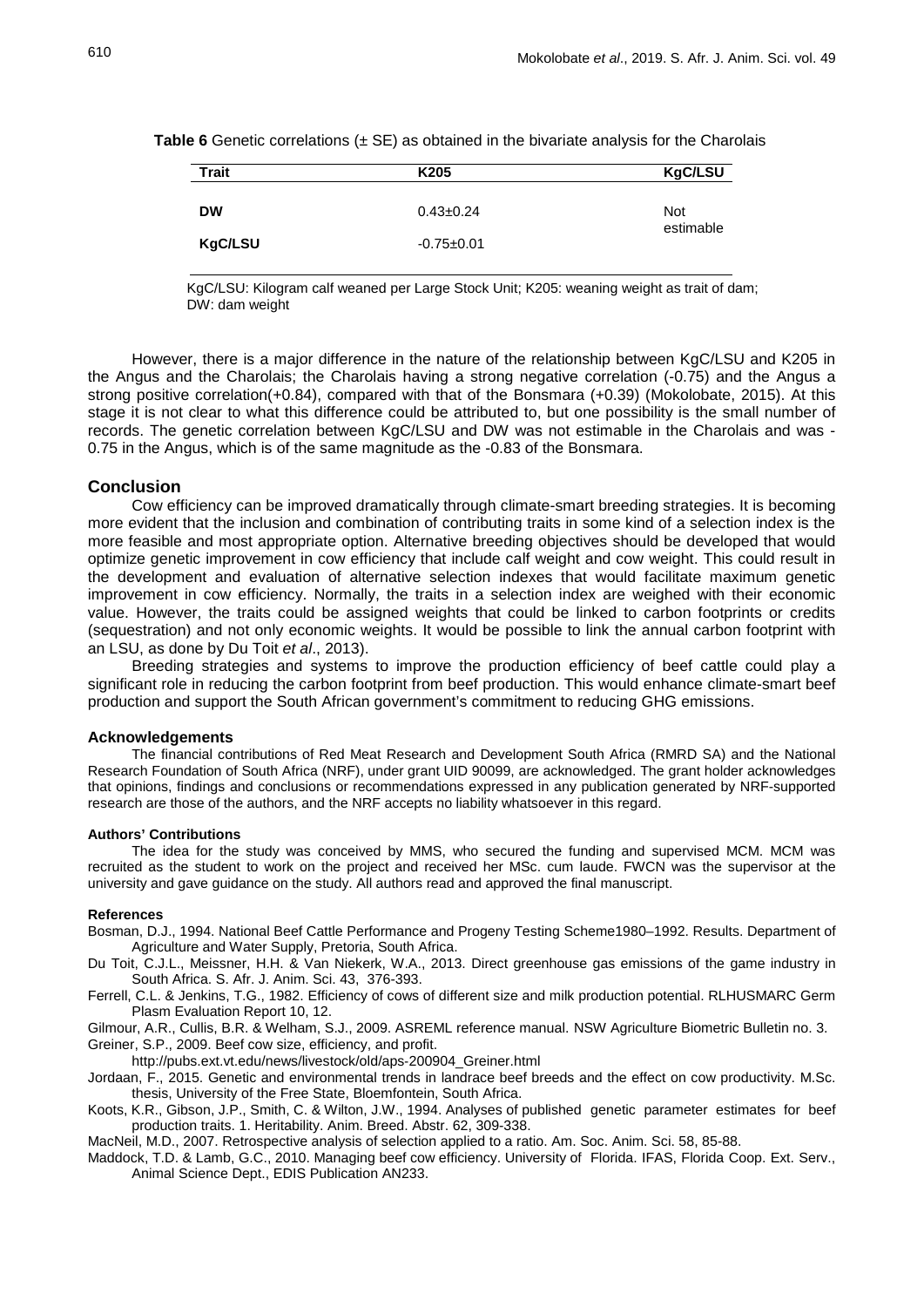**Table 6** Genetic correlations (± SE) as obtained in the bivariate analysis for the Charolais

| Trait | K205 | KgC/LSU |
|---|---|---|
| **DW** | 0.43±0.24 | Not estimable |
| **KgC/LSU** | -0.75±0.01 | |

KgC/LSU: Kilogram calf weaned per Large Stock Unit; K205: weaning weight as trait of dam; DW: dam weight

However, there is a major difference in the nature of the relationship between KgC/LSU and K205 in the Angus and the Charolais; the Charolais having a strong negative correlation (-0.75) and the Angus a strong positive correlation(+0.84), compared with that of the Bonsmara (+0.39) (Mokolobate, 2015). At this stage it is not clear to what this difference could be attributed to, but one possibility is the small number of records. The genetic correlation between KgC/LSU and DW was not estimable in the Charolais and was -0.75 in the Angus, which is of the same magnitude as the -0.83 of the Bonsmara.

## Conclusion

Cow efficiency can be improved dramatically through climate-smart breeding strategies. It is becoming more evident that the inclusion and combination of contributing traits in some kind of a selection index is the more feasible and most appropriate option. Alternative breeding objectives should be developed that would optimize genetic improvement in cow efficiency that include calf weight and cow weight. This could result in the development and evaluation of alternative selection indexes that would facilitate maximum genetic improvement in cow efficiency. Normally, the traits in a selection index are weighed with their economic value. However, the traits could be assigned weights that could be linked to carbon footprints or credits (sequestration) and not only economic weights. It would be possible to link the annual carbon footprint with an LSU, as done by Du Toit *et al*., 2013).

Breeding strategies and systems to improve the production efficiency of beef cattle could play a significant role in reducing the carbon footprint from beef production. This would enhance climate-smart beef production and support the South African government's commitment to reducing GHG emissions.

### Acknowledgements

The financial contributions of Red Meat Research and Development South Africa (RMRD SA) and the National Research Foundation of South Africa (NRF), under grant UID 90099, are acknowledged. The grant holder acknowledges that opinions, findings and conclusions or recommendations expressed in any publication generated by NRF-supported research are those of the authors, and the NRF accepts no liability whatsoever in this regard.

#### Authors' Contributions

The idea for the study was conceived by MMS, who secured the funding and supervised MCM. MCM was recruited as the student to work on the project and received her MSc. cum laude. FWCN was the supervisor at the university and gave guidance on the study. All authors read and approved the final manuscript.

#### References

Bosman, D.J., 1994. National Beef Cattle Performance and Progeny Testing Scheme1980–1992. Results. Department of Agriculture and Water Supply, Pretoria, South Africa.

Du Toit, C.J.L., Meissner, H.H. & Van Niekerk, W.A., 2013. Direct greenhouse gas emissions of the game industry in South Africa. S. Afr. J. Anim. Sci. 43, 376-393.

Ferrell, C.L. & Jenkins, T.G., 1982. Efficiency of cows of different size and milk production potential. RLHUSMARC Germ Plasm Evaluation Report 10, 12.

Gilmour, A.R., Cullis, B.R. & Welham, S.J., 2009. ASREML reference manual. NSW Agriculture Biometric Bulletin no. 3.

Greiner, S.P., 2009. Beef cow size, efficiency, and profit. http://pubs.ext.vt.edu/news/livestock/old/aps-200904_Greiner.html

Jordaan, F., 2015. Genetic and environmental trends in landrace beef breeds and the effect on cow productivity. M.Sc. thesis, University of the Free State, Bloemfontein, South Africa.

Koots, K.R., Gibson, J.P., Smith, C. & Wilton, J.W., 1994. Analyses of published genetic parameter estimates for beef production traits. 1. Heritability. Anim. Breed. Abstr. 62, 309-338.

MacNeil, M.D., 2007. Retrospective analysis of selection applied to a ratio. Am. Soc. Anim. Sci. 58, 85-88.

Maddock, T.D. & Lamb, G.C., 2010. Managing beef cow efficiency. University of Florida. IFAS, Florida Coop. Ext. Serv., Animal Science Dept., EDIS Publication AN233.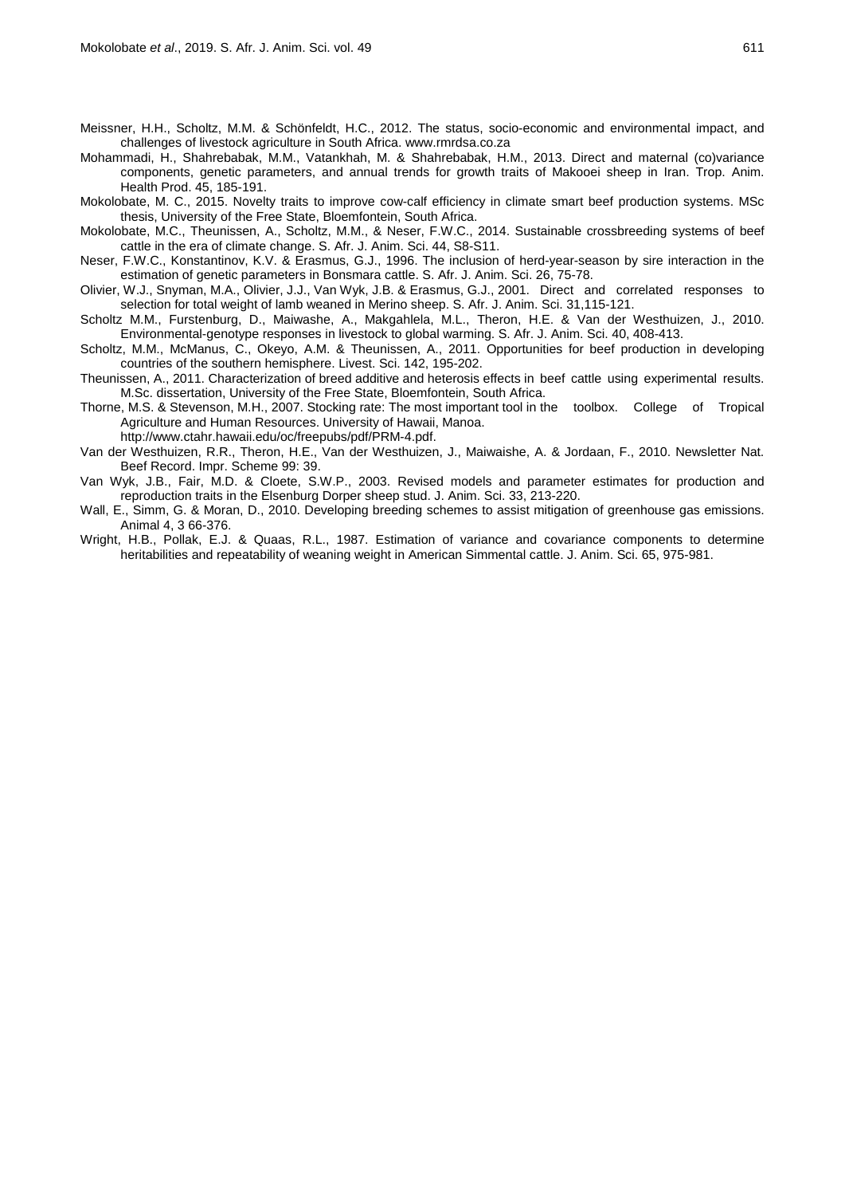Meissner, H.H., Scholtz, M.M. & Schönfeldt, H.C., 2012. The status, socio-economic and environmental impact, and challenges of livestock agriculture in South Africa. www.rmrdsa.co.za

Mohammadi, H., Shahrebabak, M.M., Vatankhah, M. & Shahrebabak, H.M., 2013. Direct and maternal (co)variance components, genetic parameters, and annual trends for growth traits of Makooei sheep in Iran. Trop. Anim. Health Prod. 45, 185-191.

Mokolobate, M. C., 2015. Novelty traits to improve cow-calf efficiency in climate smart beef production systems. MSc thesis, University of the Free State, Bloemfontein, South Africa.

Mokolobate, M.C., Theunissen, A., Scholtz, M.M., & Neser, F.W.C., 2014. Sustainable crossbreeding systems of beef cattle in the era of climate change. S. Afr. J. Anim. Sci. 44, S8-S11.

Neser, F.W.C., Konstantinov, K.V. & Erasmus, G.J., 1996. The inclusion of herd-year-season by sire interaction in the estimation of genetic parameters in Bonsmara cattle. S. Afr. J. Anim. Sci. 26, 75-78.

Olivier, W.J., Snyman, M.A., Olivier, J.J., Van Wyk, J.B. & Erasmus, G.J., 2001. Direct and correlated responses to selection for total weight of lamb weaned in Merino sheep. S. Afr. J. Anim. Sci. 31,115-121.

Scholtz M.M., Furstenburg, D., Maiwashe, A., Makgahlela, M.L., Theron, H.E. & Van der Westhuizen, J., 2010. Environmental-genotype responses in livestock to global warming. S. Afr. J. Anim. Sci. 40, 408-413.

Scholtz, M.M., McManus, C., Okeyo, A.M. & Theunissen, A., 2011. Opportunities for beef production in developing countries of the southern hemisphere. Livest. Sci. 142, 195-202.

Theunissen, A., 2011. Characterization of breed additive and heterosis effects in beef cattle using experimental results. M.Sc. dissertation, University of the Free State, Bloemfontein, South Africa.

Thorne, M.S. & Stevenson, M.H., 2007. Stocking rate: The most important tool in the toolbox. College of Tropical Agriculture and Human Resources. University of Hawaii, Manoa. http://www.ctahr.hawaii.edu/oc/freepubs/pdf/PRM-4.pdf.

Van der Westhuizen, R.R., Theron, H.E., Van der Westhuizen, J., Maiwaishe, A. & Jordaan, F., 2010. Newsletter Nat. Beef Record. Impr. Scheme 99: 39.

Van Wyk, J.B., Fair, M.D. & Cloete, S.W.P., 2003. Revised models and parameter estimates for production and reproduction traits in the Elsenburg Dorper sheep stud. J. Anim. Sci. 33, 213-220.

Wall, E., Simm, G. & Moran, D., 2010. Developing breeding schemes to assist mitigation of greenhouse gas emissions. Animal 4, 3 66-376.

Wright, H.B., Pollak, E.J. & Quaas, R.L., 1987. Estimation of variance and covariance components to determine heritabilities and repeatability of weaning weight in American Simmental cattle. J. Anim. Sci. 65, 975-981.